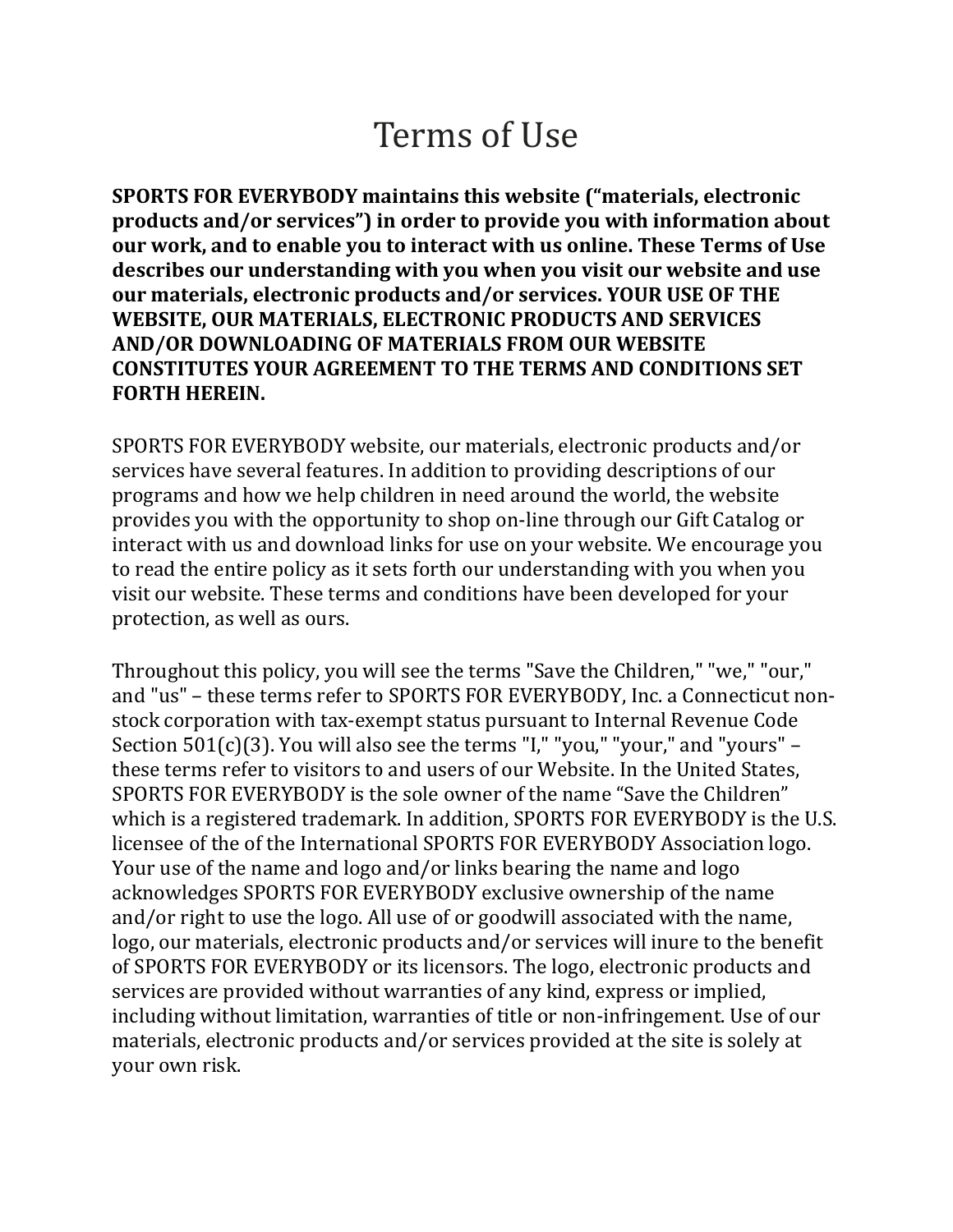# Terms of Use

**SPORTS FOR EVERYBODY maintains this website ("materials, electronic products and/or services") in order to provide you with information about our work, and to enable you to interact with us online. These Terms of Use describes our understanding with you when you visit our website and use our materials, electronic products and/or services. YOUR USE OF THE WEBSITE, OUR MATERIALS, ELECTRONIC PRODUCTS AND SERVICES AND/OR DOWNLOADING OF MATERIALS FROM OUR WEBSITE CONSTITUTES YOUR AGREEMENT TO THE TERMS AND CONDITIONS SET FORTH HEREIN.**

SPORTS FOR EVERYBODY website, our materials, electronic products and/or services have several features. In addition to providing descriptions of our programs and how we help children in need around the world, the website provides you with the opportunity to shop on-line through our Gift Catalog or interact with us and download links for use on your website. We encourage you to read the entire policy as it sets forth our understanding with you when you visit our website. These terms and conditions have been developed for your protection, as well as ours.

Throughout this policy, you will see the terms "Save the Children," "we," "our," and "us" – these terms refer to SPORTS FOR EVERYBODY, Inc. a Connecticut non-stock corporation with tax-exempt status pursuant to Internal Revenue Code Section 501(c)(3). You will also see the terms "I," "you," "your," and "yours" – these terms refer to visitors to and users of our Website. In the United States, SPORTS FOR EVERYBODY is the sole owner of the name "Save the Children" which is a registered trademark. In addition, SPORTS FOR EVERYBODY is the U.S. licensee of the of the International SPORTS FOR EVERYBODY Association logo. Your use of the name and logo and/or links bearing the name and logo acknowledges SPORTS FOR EVERYBODY exclusive ownership of the name and/or right to use the logo. All use of or goodwill associated with the name, logo, our materials, electronic products and/or services will inure to the benefit of SPORTS FOR EVERYBODY or its licensors. The logo, electronic products and services are provided without warranties of any kind, express or implied, including without limitation, warranties of title or non-infringement. Use of our materials, electronic products and/or services provided at the site is solely at your own risk.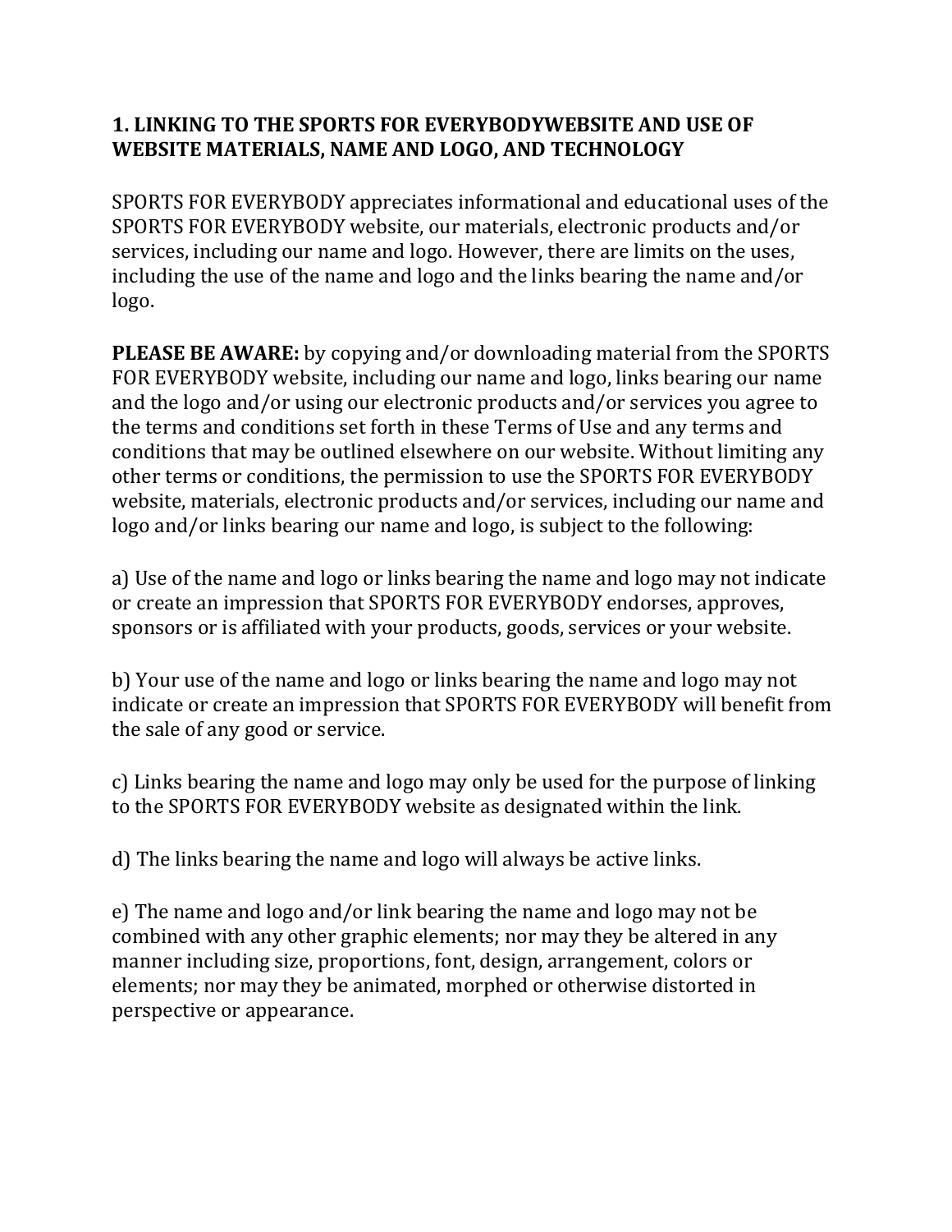## 1. LINKING TO THE SPORTS FOR EVERYBODYWEBSITE AND USE OF WEBSITE MATERIALS, NAME AND LOGO, AND TECHNOLOGY

SPORTS FOR EVERYBODY appreciates informational and educational uses of the SPORTS FOR EVERYBODY website, our materials, electronic products and/or services, including our name and logo. However, there are limits on the uses, including the use of the name and logo and the links bearing the name and/or logo.

**PLEASE BE AWARE:** by copying and/or downloading material from the SPORTS FOR EVERYBODY website, including our name and logo, links bearing our name and the logo and/or using our electronic products and/or services you agree to the terms and conditions set forth in these Terms of Use and any terms and conditions that may be outlined elsewhere on our website. Without limiting any other terms or conditions, the permission to use the SPORTS FOR EVERYBODY website, materials, electronic products and/or services, including our name and logo and/or links bearing our name and logo, is subject to the following:

a) Use of the name and logo or links bearing the name and logo may not indicate or create an impression that SPORTS FOR EVERYBODY endorses, approves, sponsors or is affiliated with your products, goods, services or your website.

b) Your use of the name and logo or links bearing the name and logo may not indicate or create an impression that SPORTS FOR EVERYBODY will benefit from the sale of any good or service.

c) Links bearing the name and logo may only be used for the purpose of linking to the SPORTS FOR EVERYBODY website as designated within the link.

d) The links bearing the name and logo will always be active links.

e) The name and logo and/or link bearing the name and logo may not be combined with any other graphic elements; nor may they be altered in any manner including size, proportions, font, design, arrangement, colors or elements; nor may they be animated, morphed or otherwise distorted in perspective or appearance.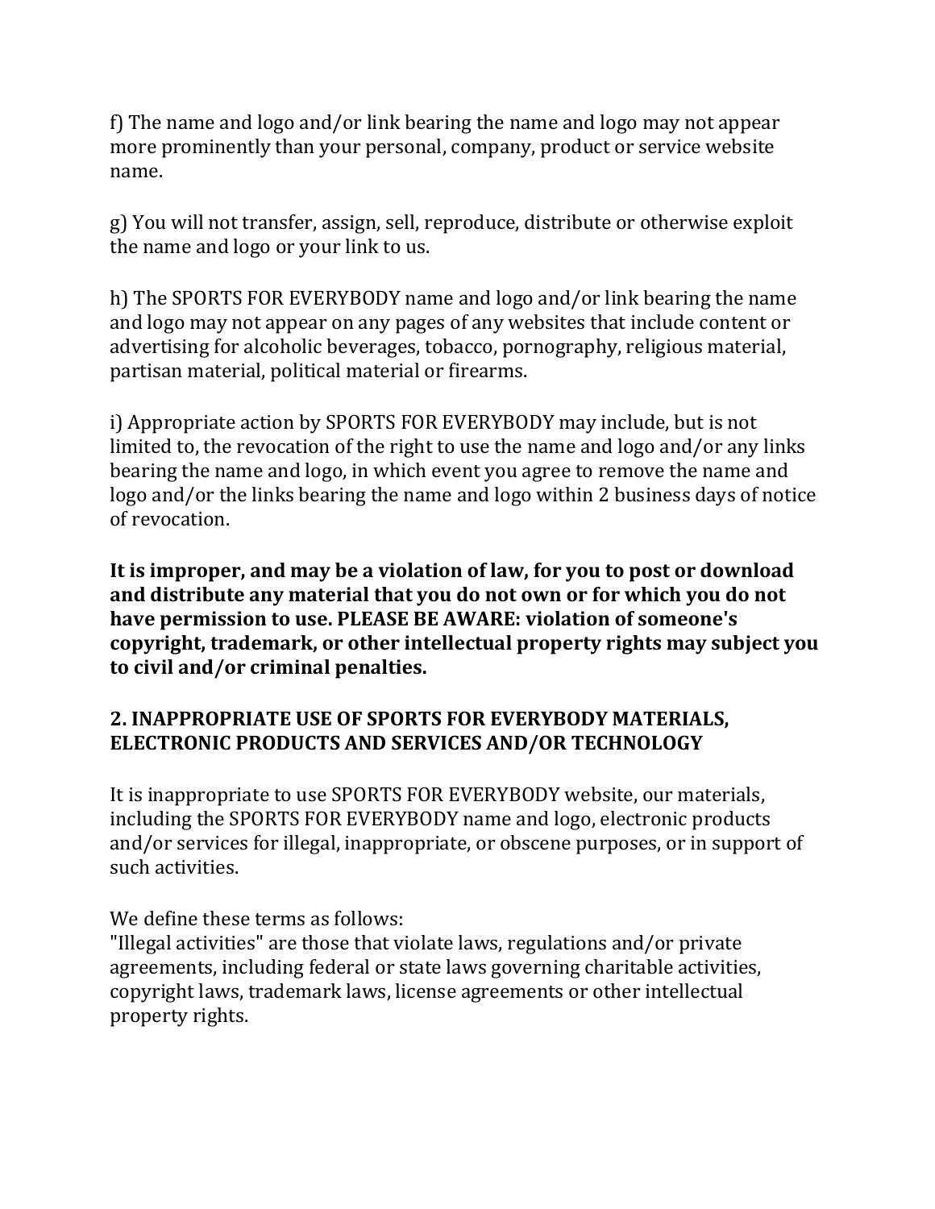f) The name and logo and/or link bearing the name and logo may not appear more prominently than your personal, company, product or service website name.

g) You will not transfer, assign, sell, reproduce, distribute or otherwise exploit the name and logo or your link to us.

h) The SPORTS FOR EVERYBODY name and logo and/or link bearing the name and logo may not appear on any pages of any websites that include content or advertising for alcoholic beverages, tobacco, pornography, religious material, partisan material, political material or firearms.

i) Appropriate action by SPORTS FOR EVERYBODY may include, but is not limited to, the revocation of the right to use the name and logo and/or any links bearing the name and logo, in which event you agree to remove the name and logo and/or the links bearing the name and logo within 2 business days of notice of revocation.

**It is improper, and may be a violation of law, for you to post or download and distribute any material that you do not own or for which you do not have permission to use. PLEASE BE AWARE: violation of someone's copyright, trademark, or other intellectual property rights may subject you to civil and/or criminal penalties.**

## 2. INAPPROPRIATE USE OF SPORTS FOR EVERYBODY MATERIALS, ELECTRONIC PRODUCTS AND SERVICES AND/OR TECHNOLOGY

It is inappropriate to use SPORTS FOR EVERYBODY website, our materials, including the SPORTS FOR EVERYBODY name and logo, electronic products and/or services for illegal, inappropriate, or obscene purposes, or in support of such activities.

We define these terms as follows:
"Illegal activities" are those that violate laws, regulations and/or private agreements, including federal or state laws governing charitable activities, copyright laws, trademark laws, license agreements or other intellectual property rights.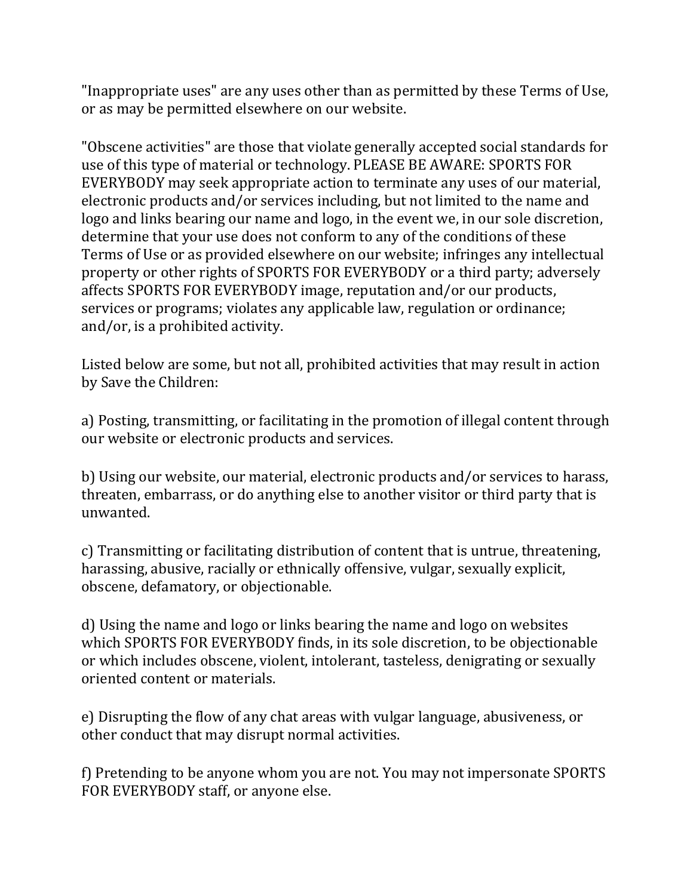"Inappropriate uses" are any uses other than as permitted by these Terms of Use, or as may be permitted elsewhere on our website.

"Obscene activities" are those that violate generally accepted social standards for use of this type of material or technology. PLEASE BE AWARE: SPORTS FOR EVERYBODY may seek appropriate action to terminate any uses of our material, electronic products and/or services including, but not limited to the name and logo and links bearing our name and logo, in the event we, in our sole discretion, determine that your use does not conform to any of the conditions of these Terms of Use or as provided elsewhere on our website; infringes any intellectual property or other rights of SPORTS FOR EVERYBODY or a third party; adversely affects SPORTS FOR EVERYBODY image, reputation and/or our products, services or programs; violates any applicable law, regulation or ordinance; and/or, is a prohibited activity.

Listed below are some, but not all, prohibited activities that may result in action by Save the Children:

a) Posting, transmitting, or facilitating in the promotion of illegal content through our website or electronic products and services.

b) Using our website, our material, electronic products and/or services to harass, threaten, embarrass, or do anything else to another visitor or third party that is unwanted.

c) Transmitting or facilitating distribution of content that is untrue, threatening, harassing, abusive, racially or ethnically offensive, vulgar, sexually explicit, obscene, defamatory, or objectionable.

d) Using the name and logo or links bearing the name and logo on websites which SPORTS FOR EVERYBODY finds, in its sole discretion, to be objectionable or which includes obscene, violent, intolerant, tasteless, denigrating or sexually oriented content or materials.

e) Disrupting the flow of any chat areas with vulgar language, abusiveness, or other conduct that may disrupt normal activities.

f) Pretending to be anyone whom you are not. You may not impersonate SPORTS FOR EVERYBODY staff, or anyone else.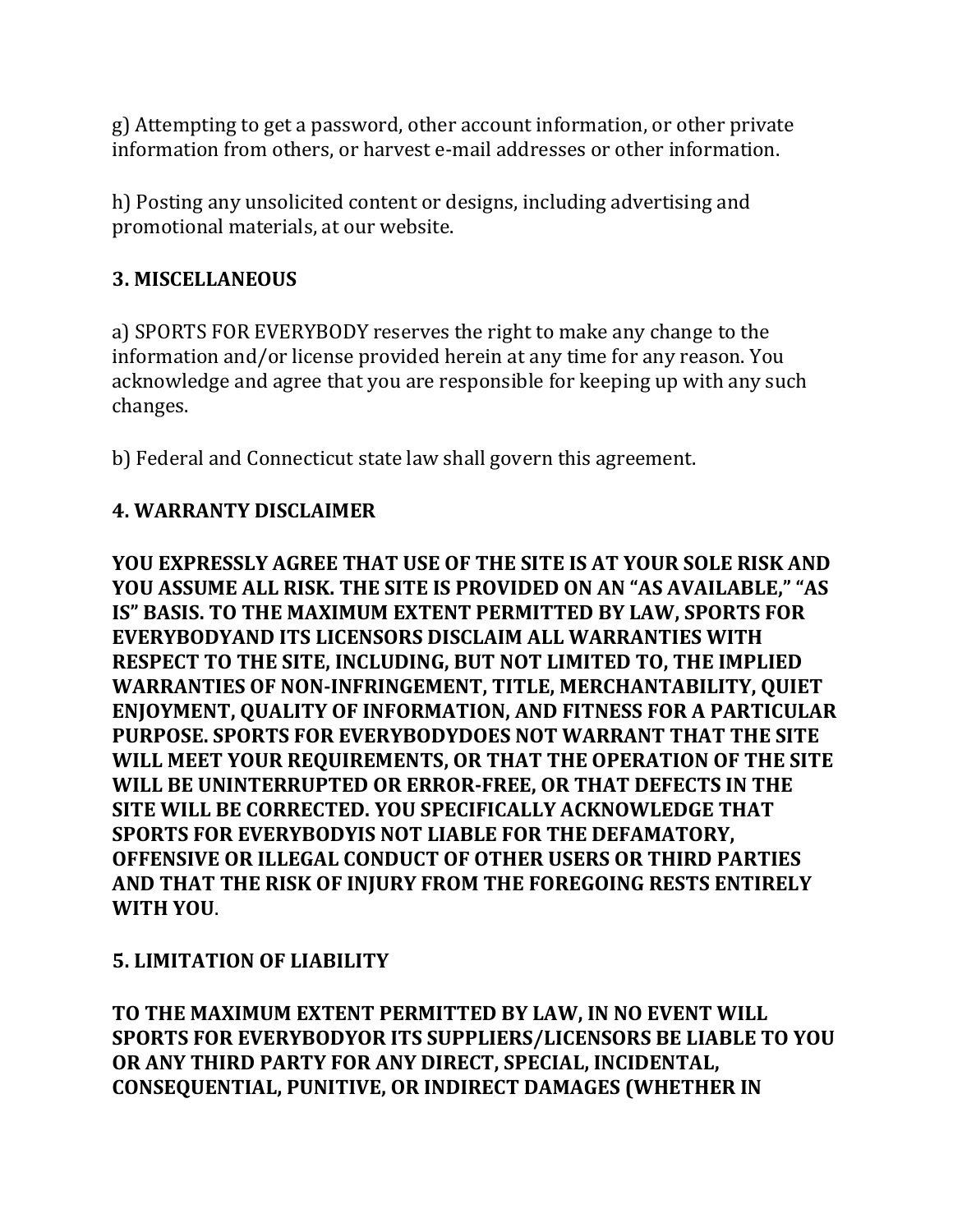g) Attempting to get a password, other account information, or other private information from others, or harvest e-mail addresses or other information.

h) Posting any unsolicited content or designs, including advertising and promotional materials, at our website.

**3. MISCELLANEOUS**

a) SPORTS FOR EVERYBODY reserves the right to make any change to the information and/or license provided herein at any time for any reason. You acknowledge and agree that you are responsible for keeping up with any such changes.

b) Federal and Connecticut state law shall govern this agreement.

**4. WARRANTY DISCLAIMER**

**YOU EXPRESSLY AGREE THAT USE OF THE SITE IS AT YOUR SOLE RISK AND YOU ASSUME ALL RISK. THE SITE IS PROVIDED ON AN "AS AVAILABLE," "AS IS" BASIS. TO THE MAXIMUM EXTENT PERMITTED BY LAW, SPORTS FOR EVERYBODYAND ITS LICENSORS DISCLAIM ALL WARRANTIES WITH RESPECT TO THE SITE, INCLUDING, BUT NOT LIMITED TO, THE IMPLIED WARRANTIES OF NON-INFRINGEMENT, TITLE, MERCHANTABILITY, QUIET ENJOYMENT, QUALITY OF INFORMATION, AND FITNESS FOR A PARTICULAR PURPOSE. SPORTS FOR EVERYBODYDOES NOT WARRANT THAT THE SITE WILL MEET YOUR REQUIREMENTS, OR THAT THE OPERATION OF THE SITE WILL BE UNINTERRUPTED OR ERROR-FREE, OR THAT DEFECTS IN THE SITE WILL BE CORRECTED. YOU SPECIFICALLY ACKNOWLEDGE THAT SPORTS FOR EVERYBODYIS NOT LIABLE FOR THE DEFAMATORY, OFFENSIVE OR ILLEGAL CONDUCT OF OTHER USERS OR THIRD PARTIES AND THAT THE RISK OF INJURY FROM THE FOREGOING RESTS ENTIRELY WITH YOU**.

**5. LIMITATION OF LIABILITY**

**TO THE MAXIMUM EXTENT PERMITTED BY LAW, IN NO EVENT WILL SPORTS FOR EVERYBODYOR ITS SUPPLIERS/LICENSORS BE LIABLE TO YOU OR ANY THIRD PARTY FOR ANY DIRECT, SPECIAL, INCIDENTAL, CONSEQUENTIAL, PUNITIVE, OR INDIRECT DAMAGES (WHETHER IN**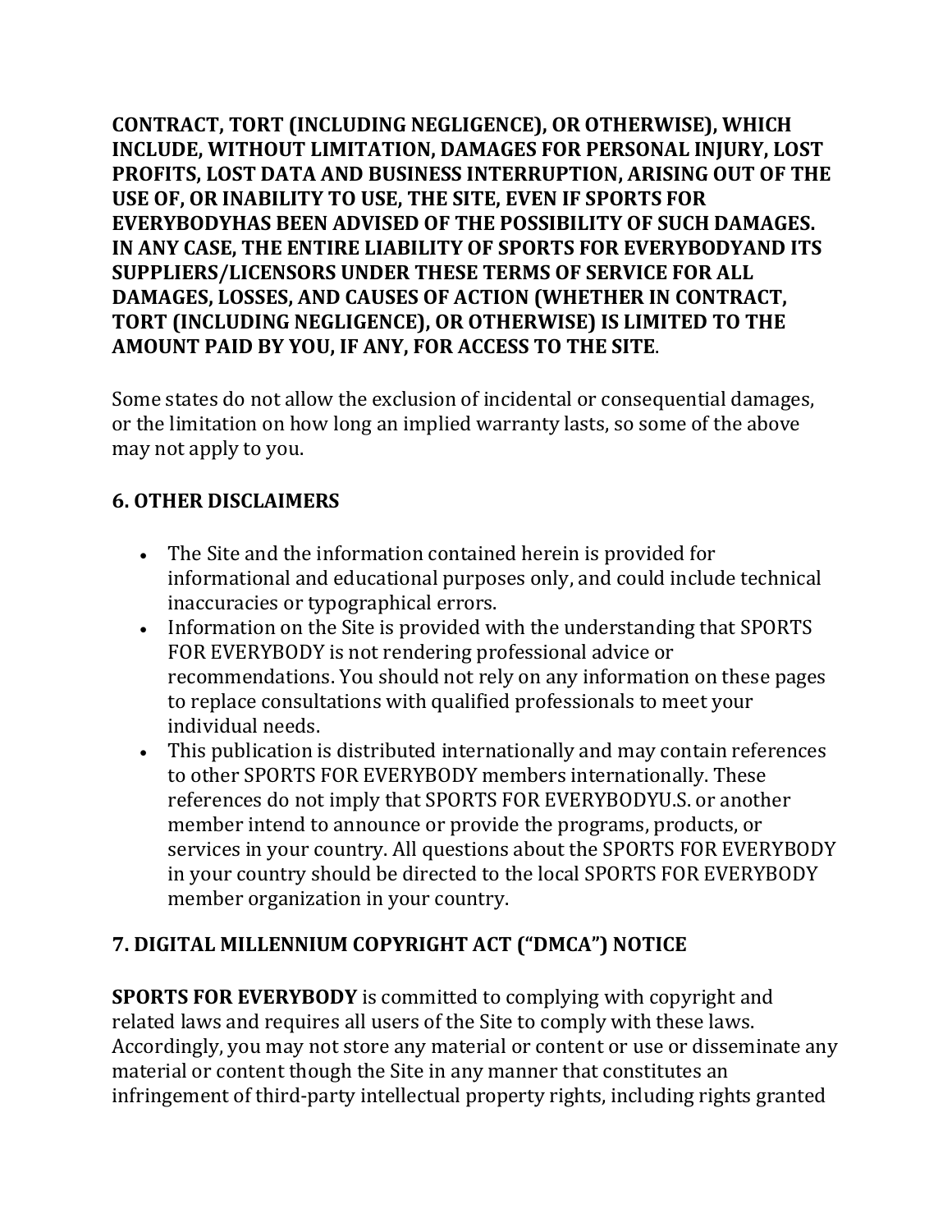**CONTRACT, TORT (INCLUDING NEGLIGENCE), OR OTHERWISE), WHICH INCLUDE, WITHOUT LIMITATION, DAMAGES FOR PERSONAL INJURY, LOST PROFITS, LOST DATA AND BUSINESS INTERRUPTION, ARISING OUT OF THE USE OF, OR INABILITY TO USE, THE SITE, EVEN IF SPORTS FOR EVERYBODYHAS BEEN ADVISED OF THE POSSIBILITY OF SUCH DAMAGES. IN ANY CASE, THE ENTIRE LIABILITY OF SPORTS FOR EVERYBODYAND ITS SUPPLIERS/LICENSORS UNDER THESE TERMS OF SERVICE FOR ALL DAMAGES, LOSSES, AND CAUSES OF ACTION (WHETHER IN CONTRACT, TORT (INCLUDING NEGLIGENCE), OR OTHERWISE) IS LIMITED TO THE AMOUNT PAID BY YOU, IF ANY, FOR ACCESS TO THE SITE**.

Some states do not allow the exclusion of incidental or consequential damages, or the limitation on how long an implied warranty lasts, so some of the above may not apply to you.

## 6. OTHER DISCLAIMERS

- The Site and the information contained herein is provided for informational and educational purposes only, and could include technical inaccuracies or typographical errors.
- Information on the Site is provided with the understanding that SPORTS FOR EVERYBODY is not rendering professional advice or recommendations. You should not rely on any information on these pages to replace consultations with qualified professionals to meet your individual needs.
- This publication is distributed internationally and may contain references to other SPORTS FOR EVERYBODY members internationally. These references do not imply that SPORTS FOR EVERYBODYU.S. or another member intend to announce or provide the programs, products, or services in your country. All questions about the SPORTS FOR EVERYBODY in your country should be directed to the local SPORTS FOR EVERYBODY member organization in your country.

## 7. DIGITAL MILLENNIUM COPYRIGHT ACT ("DMCA") NOTICE

**SPORTS FOR EVERYBODY** is committed to complying with copyright and related laws and requires all users of the Site to comply with these laws. Accordingly, you may not store any material or content or use or disseminate any material or content though the Site in any manner that constitutes an infringement of third-party intellectual property rights, including rights granted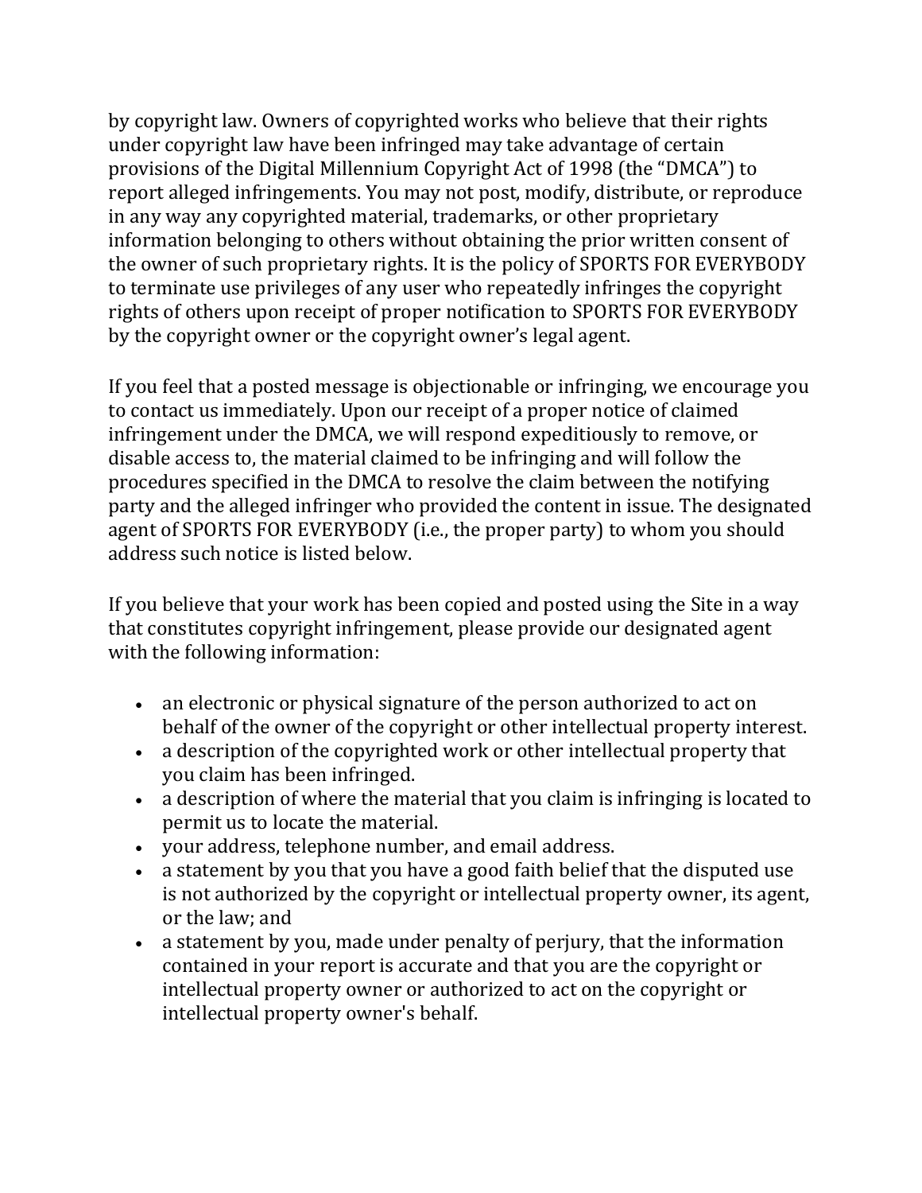by copyright law. Owners of copyrighted works who believe that their rights under copyright law have been infringed may take advantage of certain provisions of the Digital Millennium Copyright Act of 1998 (the "DMCA") to report alleged infringements. You may not post, modify, distribute, or reproduce in any way any copyrighted material, trademarks, or other proprietary information belonging to others without obtaining the prior written consent of the owner of such proprietary rights. It is the policy of SPORTS FOR EVERYBODY to terminate use privileges of any user who repeatedly infringes the copyright rights of others upon receipt of proper notification to SPORTS FOR EVERYBODY by the copyright owner or the copyright owner's legal agent.

If you feel that a posted message is objectionable or infringing, we encourage you to contact us immediately. Upon our receipt of a proper notice of claimed infringement under the DMCA, we will respond expeditiously to remove, or disable access to, the material claimed to be infringing and will follow the procedures specified in the DMCA to resolve the claim between the notifying party and the alleged infringer who provided the content in issue. The designated agent of SPORTS FOR EVERYBODY (i.e., the proper party) to whom you should address such notice is listed below.

If you believe that your work has been copied and posted using the Site in a way that constitutes copyright infringement, please provide our designated agent with the following information:

- an electronic or physical signature of the person authorized to act on behalf of the owner of the copyright or other intellectual property interest.
- a description of the copyrighted work or other intellectual property that you claim has been infringed.
- a description of where the material that you claim is infringing is located to permit us to locate the material.
- your address, telephone number, and email address.
- a statement by you that you have a good faith belief that the disputed use is not authorized by the copyright or intellectual property owner, its agent, or the law; and
- a statement by you, made under penalty of perjury, that the information contained in your report is accurate and that you are the copyright or intellectual property owner or authorized to act on the copyright or intellectual property owner's behalf.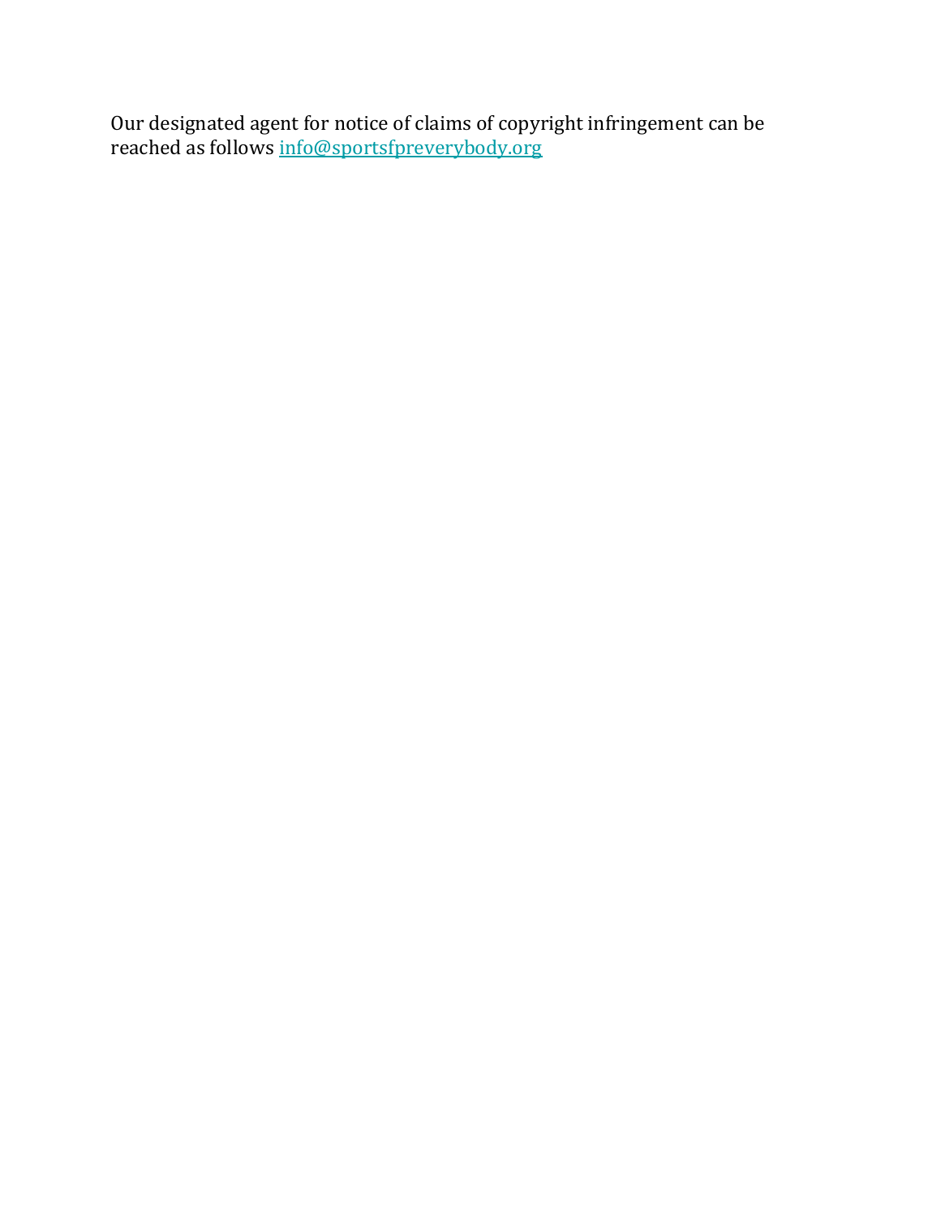Our designated agent for notice of claims of copyright infringement can be reached as follows [info@sportsfpreverybody.org](mailto:info@sportsfpreverybody.org)